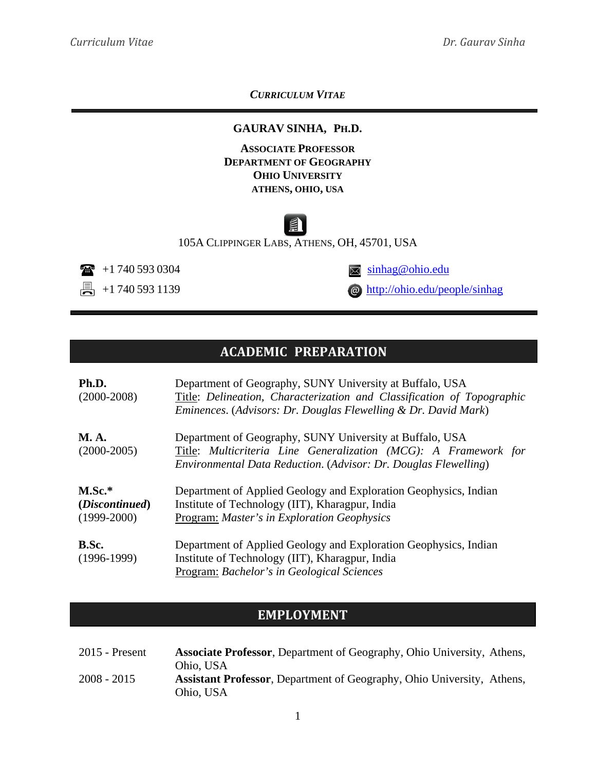*CURRICULUM VITAE*

# GAURAV SINHA, PH.D.

**ASSOCIATE PROFESSOR**
**DEPARTMENT OF GEOGRAPHY**
**OHIO UNIVERSITY**
**ATHENS, OHIO, USA**

105A CLIPPINGER LABS, ATHENS, OH, 45701, USA

+1 740 593 0304 | sinhag@ohio.edu

+1 740 593 1139 | http://ohio.edu/people/sinhag

## ACADEMIC PREPARATION

**Ph.D.** (2000-2008)
Department of Geography, SUNY University at Buffalo, USA
Title: *Delineation, Characterization and Classification of Topographic Eminences*. (*Advisors: Dr. Douglas Flewelling & Dr. David Mark*)

**M. A.** (2000-2005)
Department of Geography, SUNY University at Buffalo, USA
Title: *Multicriteria Line Generalization (MCG): A Framework for Environmental Data Reduction*. (*Advisor: Dr. Douglas Flewelling*)

**M.Sc.*** **(*Discontinued*)** (1999-2000)
Department of Applied Geology and Exploration Geophysics, Indian Institute of Technology (IIT), Kharagpur, India
Program: *Master's in Exploration Geophysics*

**B.Sc.** (1996-1999)
Department of Applied Geology and Exploration Geophysics, Indian Institute of Technology (IIT), Kharagpur, India
Program: *Bachelor's in Geological Sciences*

## EMPLOYMENT

2015 - Present — **Associate Professor**, Department of Geography, Ohio University, Athens, Ohio, USA

2008 - 2015 — **Assistant Professor**, Department of Geography, Ohio University, Athens, Ohio, USA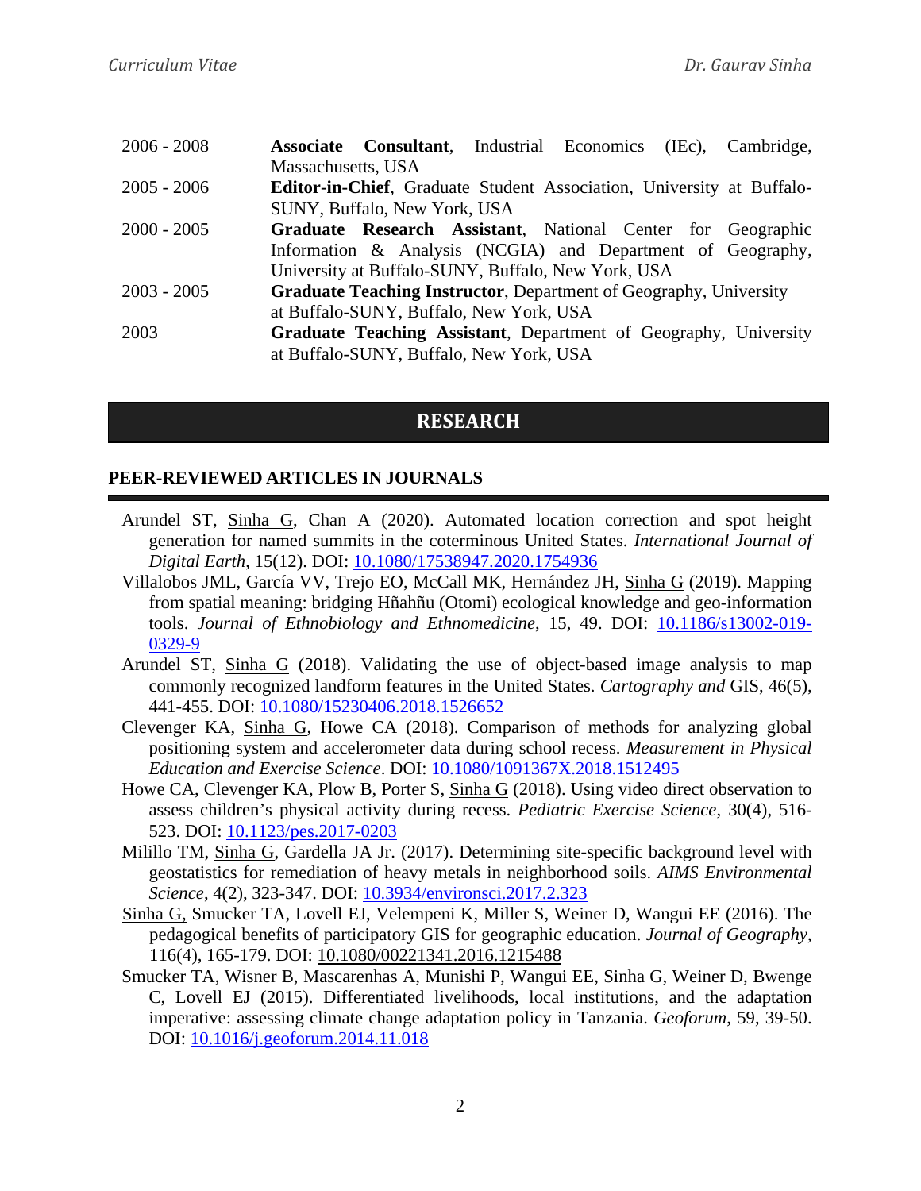| | |
|---|---|
| 2006 - 2008 | **Associate Consultant**, Industrial Economics (IEc), Cambridge, Massachusetts, USA |
| 2005 - 2006 | **Editor-in-Chief**, Graduate Student Association, University at Buffalo-SUNY, Buffalo, New York, USA |
| 2000 - 2005 | **Graduate Research Assistant**, National Center for Geographic Information & Analysis (NCGIA) and Department of Geography, University at Buffalo-SUNY, Buffalo, New York, USA |
| 2003 - 2005 | **Graduate Teaching Instructor**, Department of Geography, University at Buffalo-SUNY, Buffalo, New York, USA |
| 2003 | **Graduate Teaching Assistant**, Department of Geography, University at Buffalo-SUNY, Buffalo, New York, USA |

# RESEARCH

## PEER-REVIEWED ARTICLES IN JOURNALS

Arundel ST, Sinha G, Chan A (2020). Automated location correction and spot height generation for named summits in the coterminous United States. *International Journal of Digital Earth*, 15(12). DOI: 10.1080/17538947.2020.1754936

Villalobos JML, García VV, Trejo EO, McCall MK, Hernández JH, Sinha G (2019). Mapping from spatial meaning: bridging Hñahñu (Otomi) ecological knowledge and geo-information tools. *Journal of Ethnobiology and Ethnomedicine*, 15, 49. DOI: 10.1186/s13002-019-0329-9

Arundel ST, Sinha G (2018). Validating the use of object-based image analysis to map commonly recognized landform features in the United States. *Cartography and* GIS, 46(5), 441-455. DOI: 10.1080/15230406.2018.1526652

Clevenger KA, Sinha G, Howe CA (2018). Comparison of methods for analyzing global positioning system and accelerometer data during school recess. *Measurement in Physical Education and Exercise Science*. DOI: 10.1080/1091367X.2018.1512495

Howe CA, Clevenger KA, Plow B, Porter S, Sinha G (2018). Using video direct observation to assess children's physical activity during recess. *Pediatric Exercise Science*, 30(4), 516-523. DOI: 10.1123/pes.2017-0203

Milillo TM, Sinha G, Gardella JA Jr. (2017). Determining site-specific background level with geostatistics for remediation of heavy metals in neighborhood soils. *AIMS Environmental Science*, 4(2), 323-347. DOI: 10.3934/environsci.2017.2.323

Sinha G, Smucker TA, Lovell EJ, Velempeni K, Miller S, Weiner D, Wangui EE (2016). The pedagogical benefits of participatory GIS for geographic education. *Journal of Geography*, 116(4), 165-179. DOI: 10.1080/00221341.2016.1215488

Smucker TA, Wisner B, Mascarenhas A, Munishi P, Wangui EE, Sinha G, Weiner D, Bwenge C, Lovell EJ (2015). Differentiated livelihoods, local institutions, and the adaptation imperative: assessing climate change adaptation policy in Tanzania. *Geoforum*, 59, 39-50. DOI: 10.1016/j.geoforum.2014.11.018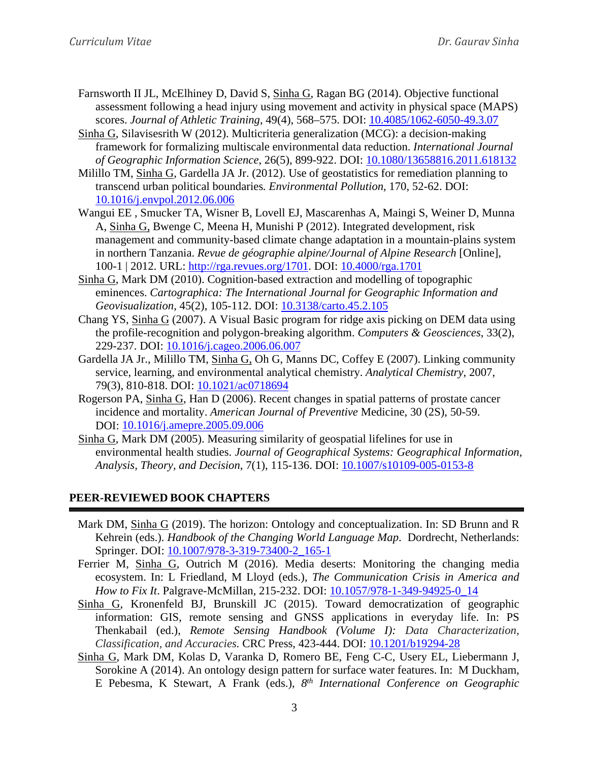Farnsworth II JL, McElhiney D, David S, Sinha G, Ragan BG (2014). Objective functional assessment following a head injury using movement and activity in physical space (MAPS) scores. *Journal of Athletic Training*, 49(4), 568–575. DOI: [10.4085/1062-6050-49.3.07](10.4085/1062-6050-49.3.07)

Sinha G, Silavisesrith W (2012). Multicriteria generalization (MCG): a decision-making framework for formalizing multiscale environmental data reduction. *International Journal of Geographic Information Science*, 26(5), 899-922. DOI: [10.1080/13658816.2011.618132](10.1080/13658816.2011.618132)

Milillo TM, Sinha G, Gardella JA Jr. (2012). Use of geostatistics for remediation planning to transcend urban political boundaries. *Environmental Pollution*, 170, 52-62. DOI: [10.1016/j.envpol.2012.06.006](10.1016/j.envpol.2012.06.006)

Wangui EE , Smucker TA, Wisner B, Lovell EJ, Mascarenhas A, Maingi S, Weiner D, Munna A, Sinha G, Bwenge C, Meena H, Munishi P (2012). Integrated development, risk management and community-based climate change adaptation in a mountain-plains system in northern Tanzania. *Revue de géographie alpine/Journal of Alpine Research* [Online], 100-1 | 2012. URL: [http://rga.revues.org/1701](http://rga.revues.org/1701). DOI: [10.4000/rga.1701](10.4000/rga.1701)

Sinha G, Mark DM (2010). Cognition-based extraction and modelling of topographic eminences. *Cartographica: The International Journal for Geographic Information and Geovisualization*, 45(2), 105-112. DOI: [10.3138/carto.45.2.105](10.3138/carto.45.2.105)

Chang YS, Sinha G (2007). A Visual Basic program for ridge axis picking on DEM data using the profile-recognition and polygon-breaking algorithm. *Computers & Geosciences*, 33(2), 229-237. DOI: [10.1016/j.cageo.2006.06.007](10.1016/j.cageo.2006.06.007)

Gardella JA Jr., Milillo TM, Sinha G, Oh G, Manns DC, Coffey E (2007). Linking community service, learning, and environmental analytical chemistry. *Analytical Chemistry*, 2007, 79(3), 810-818. DOI: [10.1021/ac0718694](10.1021/ac0718694)

Rogerson PA, Sinha G, Han D (2006). Recent changes in spatial patterns of prostate cancer incidence and mortality. *American Journal of Preventive* Medicine, 30 (2S), 50-59. DOI: [10.1016/j.amepre.2005.09.006](10.1016/j.amepre.2005.09.006)

Sinha G, Mark DM (2005). Measuring similarity of geospatial lifelines for use in environmental health studies. *Journal of Geographical Systems: Geographical Information, Analysis, Theory, and Decision*, 7(1), 115-136. DOI: [10.1007/s10109-005-0153-8](10.1007/s10109-005-0153-8)

## PEER-REVIEWED BOOK CHAPTERS

Mark DM, Sinha G (2019). The horizon: Ontology and conceptualization. In: SD Brunn and R Kehrein (eds.). *Handbook of the Changing World Language Map*. Dordrecht, Netherlands: Springer. DOI: [10.1007/978-3-319-73400-2_165-1](10.1007/978-3-319-73400-2_165-1)

Ferrier M, Sinha G, Outrich M (2016). Media deserts: Monitoring the changing media ecosystem. In: L Friedland, M Lloyd (eds.), *The Communication Crisis in America and How to Fix It*. Palgrave-McMillan, 215-232. DOI: [10.1057/978-1-349-94925-0_14](10.1057/978-1-349-94925-0_14)

Sinha G, Kronenfeld BJ, Brunskill JC (2015). Toward democratization of geographic information: GIS, remote sensing and GNSS applications in everyday life. In: PS Thenkabail (ed.), *Remote Sensing Handbook (Volume I): Data Characterization, Classification, and Accuracies.* CRC Press, 423-444. DOI: [10.1201/b19294-28](10.1201/b19294-28)

Sinha G, Mark DM, Kolas D, Varanka D, Romero BE, Feng C-C, Usery EL, Liebermann J, Sorokine A (2014). An ontology design pattern for surface water features. In: M Duckham, E Pebesma, K Stewart, A Frank (eds.), *8th International Conference on Geographic*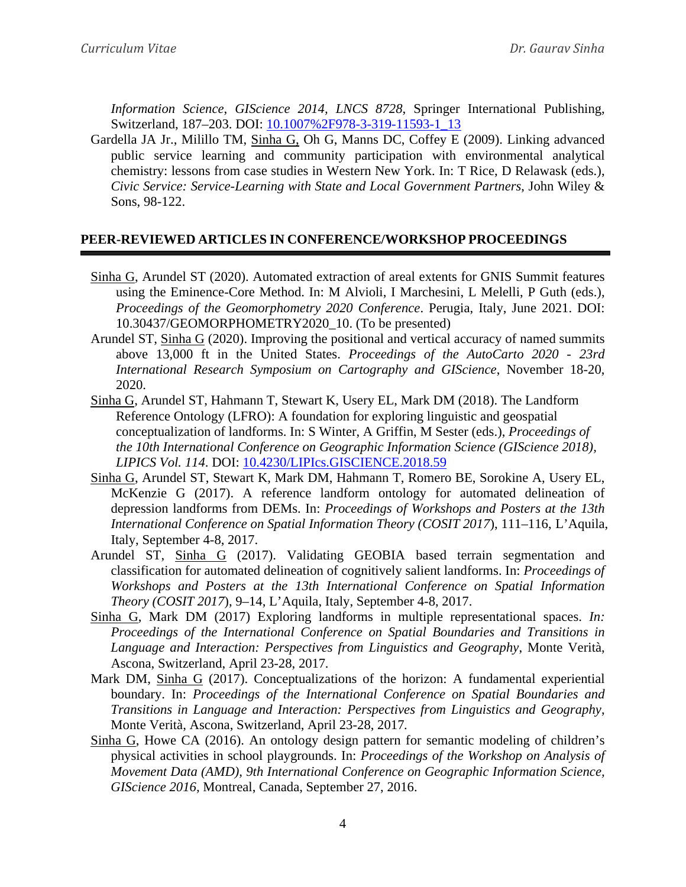*Information Science*, *GIScience 2014, LNCS 8728*, Springer International Publishing, Switzerland, 187–203. DOI: [10.1007%2F978-3-319-11593-1_13](https://doi.org/10.1007%2F978-3-319-11593-1_13)

Gardella JA Jr., Milillo TM, Sinha G, Oh G, Manns DC, Coffey E (2009). Linking advanced public service learning and community participation with environmental analytical chemistry: lessons from case studies in Western New York. In: T Rice, D Relawask (eds.), *Civic Service: Service-Learning with State and Local Government Partners*, John Wiley & Sons, 98-122.

## PEER-REVIEWED ARTICLES IN CONFERENCE/WORKSHOP PROCEEDINGS

Sinha G, Arundel ST (2020). Automated extraction of areal extents for GNIS Summit features using the Eminence-Core Method. In: M Alvioli, I Marchesini, L Melelli, P Guth (eds.), *Proceedings of the Geomorphometry 2020 Conference*. Perugia, Italy, June 2021. DOI: 10.30437/GEOMORPHOMETRY2020_10. (To be presented)

Arundel ST, Sinha G (2020). Improving the positional and vertical accuracy of named summits above 13,000 ft in the United States. *Proceedings of the AutoCarto 2020 - 23rd International Research Symposium on Cartography and GIScience*, November 18-20, 2020.

Sinha G, Arundel ST, Hahmann T, Stewart K, Usery EL, Mark DM (2018). The Landform Reference Ontology (LFRO): A foundation for exploring linguistic and geospatial conceptualization of landforms. In: S Winter, A Griffin, M Sester (eds.), *Proceedings of the 10th International Conference on Geographic Information Science (GIScience 2018), LIPICS Vol. 114*. DOI: [10.4230/LIPIcs.GISCIENCE.2018.59](https://doi.org/10.4230/LIPIcs.GISCIENCE.2018.59)

Sinha G, Arundel ST, Stewart K, Mark DM, Hahmann T, Romero BE, Sorokine A, Usery EL, McKenzie G (2017). A reference landform ontology for automated delineation of depression landforms from DEMs. In: *Proceedings of Workshops and Posters at the 13th International Conference on Spatial Information Theory (COSIT 2017*), 111–116, L'Aquila, Italy, September 4-8, 2017.

Arundel ST, Sinha G (2017). Validating GEOBIA based terrain segmentation and classification for automated delineation of cognitively salient landforms. In: *Proceedings of Workshops and Posters at the 13th International Conference on Spatial Information Theory (COSIT 2017*), 9–14, L'Aquila, Italy, September 4-8, 2017.

Sinha G, Mark DM (2017) Exploring landforms in multiple representational spaces. *In: Proceedings of the International Conference on Spatial Boundaries and Transitions in Language and Interaction: Perspectives from Linguistics and Geography*, Monte Verità, Ascona, Switzerland, April 23-28, 2017.

Mark DM, Sinha G (2017). Conceptualizations of the horizon: A fundamental experiential boundary. In: *Proceedings of the International Conference on Spatial Boundaries and Transitions in Language and Interaction: Perspectives from Linguistics and Geography*, Monte Verità, Ascona, Switzerland, April 23-28, 2017.

Sinha G, Howe CA (2016). An ontology design pattern for semantic modeling of children's physical activities in school playgrounds. In: *Proceedings of the Workshop on Analysis of Movement Data (AMD), 9th International Conference on Geographic Information Science, GIScience 2016*, Montreal, Canada, September 27, 2016.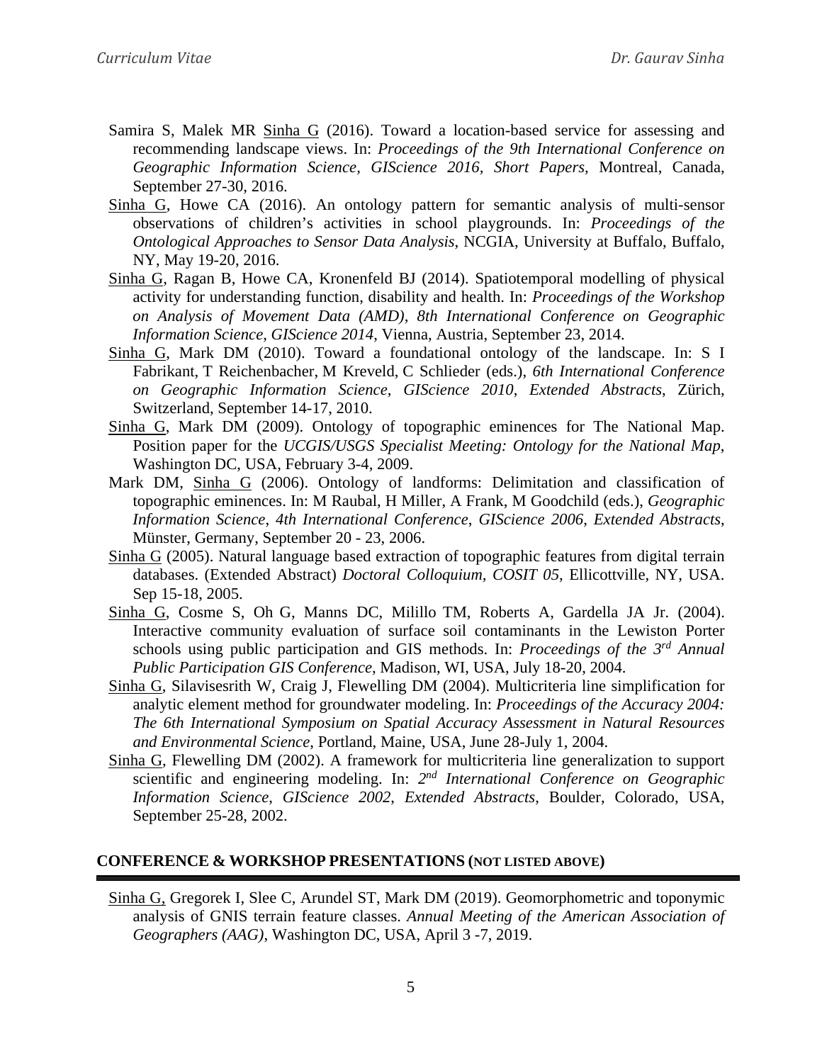- Samira S, Malek MR Sinha G (2016). Toward a location-based service for assessing and recommending landscape views. In: *Proceedings of the 9th International Conference on Geographic Information Science, GIScience 2016, Short Papers,* Montreal, Canada, September 27-30, 2016.
- Sinha G, Howe CA (2016). An ontology pattern for semantic analysis of multi-sensor observations of children's activities in school playgrounds. In: *Proceedings of the Ontological Approaches to Sensor Data Analysis*, NCGIA, University at Buffalo, Buffalo, NY, May 19-20, 2016.
- Sinha G, Ragan B, Howe CA, Kronenfeld BJ (2014). Spatiotemporal modelling of physical activity for understanding function, disability and health. In: *Proceedings of the Workshop on Analysis of Movement Data (AMD), 8th International Conference on Geographic Information Science, GIScience 2014*, Vienna, Austria, September 23, 2014.
- Sinha G, Mark DM (2010). Toward a foundational ontology of the landscape. In: S I Fabrikant, T Reichenbacher, M Kreveld, C Schlieder (eds.), *6th International Conference on Geographic Information Science, GIScience 2010, Extended Abstracts*, Zürich, Switzerland, September 14-17, 2010.
- Sinha G, Mark DM (2009). Ontology of topographic eminences for The National Map. Position paper for the *UCGIS/USGS Specialist Meeting: Ontology for the National Map*, Washington DC, USA, February 3-4, 2009.
- Mark DM, Sinha G (2006). Ontology of landforms: Delimitation and classification of topographic eminences. In: M Raubal, H Miller, A Frank, M Goodchild (eds.), *Geographic Information Science, 4th International Conference, GIScience 2006, Extended Abstracts*, Münster, Germany, September 20 - 23, 2006.
- Sinha G (2005). Natural language based extraction of topographic features from digital terrain databases. (Extended Abstract) *Doctoral Colloquium, COSIT 05*, Ellicottville, NY, USA. Sep 15-18, 2005.
- Sinha G, Cosme S, Oh G, Manns DC, Milillo TM, Roberts A, Gardella JA Jr. (2004). Interactive community evaluation of surface soil contaminants in the Lewiston Porter schools using public participation and GIS methods. In: *Proceedings of the 3rd Annual Public Participation GIS Conference*, Madison, WI, USA, July 18-20, 2004.
- Sinha G, Silavisesrith W, Craig J, Flewelling DM (2004). Multicriteria line simplification for analytic element method for groundwater modeling. In: *Proceedings of the Accuracy 2004: The 6th International Symposium on Spatial Accuracy Assessment in Natural Resources and Environmental Science*, Portland, Maine, USA, June 28-July 1, 2004.
- Sinha G, Flewelling DM (2002). A framework for multicriteria line generalization to support scientific and engineering modeling. In: *2nd International Conference on Geographic Information Science, GIScience 2002, Extended Abstracts*, Boulder, Colorado, USA, September 25-28, 2002.

## CONFERENCE & WORKSHOP PRESENTATIONS (NOT LISTED ABOVE)

- Sinha G, Gregorek I, Slee C, Arundel ST, Mark DM (2019). Geomorphometric and toponymic analysis of GNIS terrain feature classes. *Annual Meeting of the American Association of Geographers (AAG)*, Washington DC, USA, April 3 -7, 2019.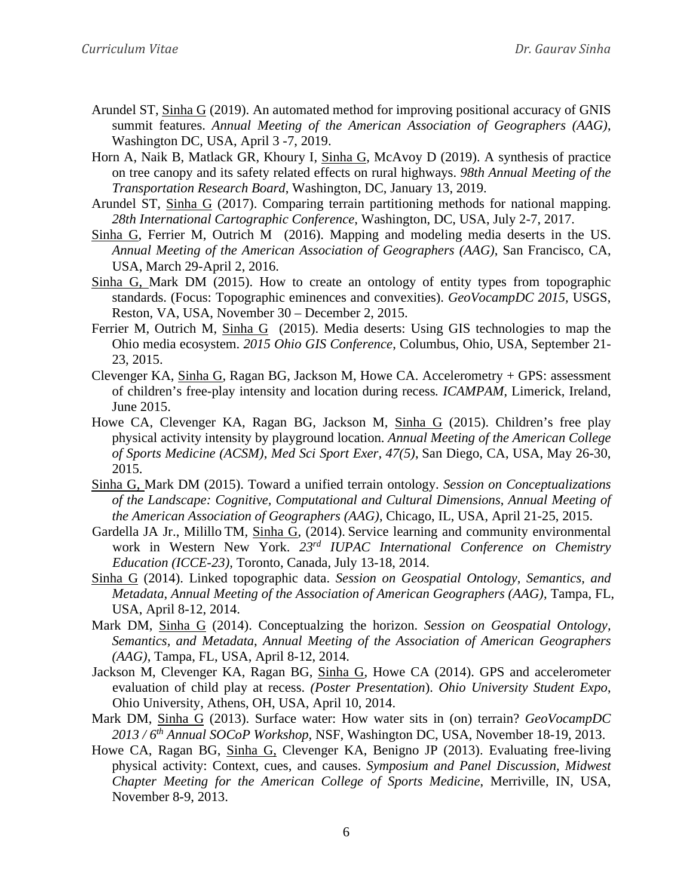- Arundel ST, Sinha G (2019). An automated method for improving positional accuracy of GNIS summit features. *Annual Meeting of the American Association of Geographers (AAG)*, Washington DC, USA, April 3 -7, 2019.
- Horn A, Naik B, Matlack GR, Khoury I, Sinha G, McAvoy D (2019). A synthesis of practice on tree canopy and its safety related effects on rural highways. *98th Annual Meeting of the Transportation Research Board*, Washington, DC, January 13, 2019.
- Arundel ST, Sinha G (2017). Comparing terrain partitioning methods for national mapping. *28th International Cartographic Conference*, Washington, DC, USA, July 2-7, 2017.
- Sinha G, Ferrier M, Outrich M (2016). Mapping and modeling media deserts in the US. *Annual Meeting of the American Association of Geographers (AAG)*, San Francisco, CA, USA, March 29-April 2, 2016.
- Sinha G, Mark DM (2015). How to create an ontology of entity types from topographic standards. (Focus: Topographic eminences and convexities). *GeoVocampDC 2015*, USGS, Reston, VA, USA, November 30 – December 2, 2015.
- Ferrier M, Outrich M, Sinha G (2015). Media deserts: Using GIS technologies to map the Ohio media ecosystem. *2015 Ohio GIS Conference*, Columbus, Ohio, USA, September 21-23, 2015.
- Clevenger KA, Sinha G, Ragan BG, Jackson M, Howe CA. Accelerometry + GPS: assessment of children's free-play intensity and location during recess. *ICAMPAM*, Limerick, Ireland, June 2015.
- Howe CA, Clevenger KA, Ragan BG, Jackson M, Sinha G (2015). Children's free play physical activity intensity by playground location. *Annual Meeting of the American College of Sports Medicine (ACSM)*, *Med Sci Sport Exer, 47(5)*, San Diego, CA, USA, May 26-30, 2015.
- Sinha G, Mark DM (2015). Toward a unified terrain ontology. *Session on Conceptualizations of the Landscape: Cognitive, Computational and Cultural Dimensions, Annual Meeting of the American Association of Geographers (AAG)*, Chicago, IL, USA, April 21-25, 2015.
- Gardella JA Jr., Milillo TM, Sinha G, (2014). Service learning and community environmental work in Western New York. *23rd IUPAC International Conference on Chemistry Education (ICCE-23)*, Toronto, Canada, July 13-18, 2014.
- Sinha G (2014). Linked topographic data. *Session on Geospatial Ontology, Semantics, and Metadata, Annual Meeting of the Association of American Geographers (AAG)*, Tampa, FL, USA, April 8-12, 2014.
- Mark DM, Sinha G (2014). Conceptualzing the horizon. *Session on Geospatial Ontology, Semantics, and Metadata, Annual Meeting of the Association of American Geographers (AAG)*, Tampa, FL, USA, April 8-12, 2014.
- Jackson M, Clevenger KA, Ragan BG, Sinha G, Howe CA (2014). GPS and accelerometer evaluation of child play at recess. *(Poster Presentation)*. *Ohio University Student Expo*, Ohio University, Athens, OH, USA, April 10, 2014.
- Mark DM, Sinha G (2013). Surface water: How water sits in (on) terrain? *GeoVocampDC 2013 / 6th Annual SOCoP Workshop*, NSF, Washington DC, USA, November 18-19, 2013.
- Howe CA, Ragan BG, Sinha G, Clevenger KA, Benigno JP (2013). Evaluating free-living physical activity: Context, cues, and causes. *Symposium and Panel Discussion, Midwest Chapter Meeting for the American College of Sports Medicine*, Merriville, IN, USA, November 8-9, 2013.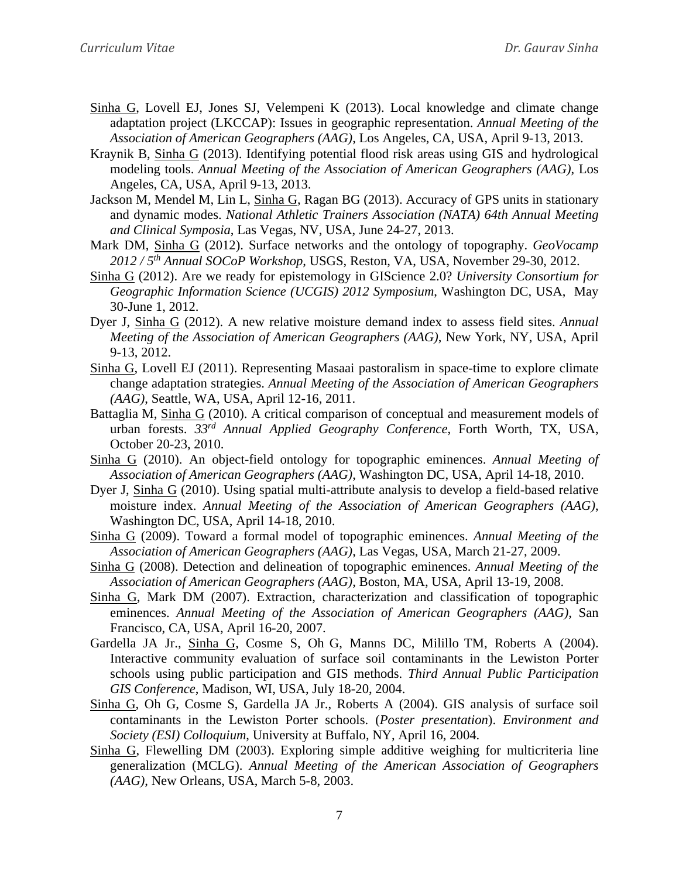- <u>Sinha G</u>, Lovell EJ, Jones SJ, Velempeni K (2013). Local knowledge and climate change adaptation project (LKCCAP): Issues in geographic representation. *Annual Meeting of the Association of American Geographers (AAG)*, Los Angeles, CA, USA, April 9-13, 2013.
- Kraynik B, <u>Sinha G</u> (2013). Identifying potential flood risk areas using GIS and hydrological modeling tools. *Annual Meeting of the Association of American Geographers (AAG)*, Los Angeles, CA, USA, April 9-13, 2013.
- Jackson M, Mendel M, Lin L, <u>Sinha G</u>, Ragan BG (2013). Accuracy of GPS units in stationary and dynamic modes. *National Athletic Trainers Association (NATA) 64th Annual Meeting and Clinical Symposia*, Las Vegas, NV, USA, June 24-27, 2013.
- Mark DM, <u>Sinha G</u> (2012). Surface networks and the ontology of topography. *GeoVocamp 2012 / 5th Annual SOCoP Workshop*, USGS, Reston, VA, USA, November 29-30, 2012.
- <u>Sinha G</u> (2012). Are we ready for epistemology in GIScience 2.0? *University Consortium for Geographic Information Science (UCGIS) 2012 Symposium*, Washington DC, USA, May 30-June 1, 2012.
- Dyer J, <u>Sinha G</u> (2012). A new relative moisture demand index to assess field sites. *Annual Meeting of the Association of American Geographers (AAG)*, New York, NY, USA, April 9-13, 2012.
- <u>Sinha G</u>, Lovell EJ (2011). Representing Masaai pastoralism in space-time to explore climate change adaptation strategies. *Annual Meeting of the Association of American Geographers (AAG)*, Seattle, WA, USA, April 12-16, 2011.
- Battaglia M, <u>Sinha G</u> (2010). A critical comparison of conceptual and measurement models of urban forests. *33rd Annual Applied Geography Conference*, Forth Worth, TX, USA, October 20-23, 2010.
- <u>Sinha G</u> (2010). An object-field ontology for topographic eminences. *Annual Meeting of Association of American Geographers (AAG)*, Washington DC, USA, April 14-18, 2010.
- Dyer J, <u>Sinha G</u> (2010). Using spatial multi-attribute analysis to develop a field-based relative moisture index. *Annual Meeting of the Association of American Geographers (AAG)*, Washington DC, USA, April 14-18, 2010.
- <u>Sinha G</u> (2009). Toward a formal model of topographic eminences. *Annual Meeting of the Association of American Geographers (AAG)*, Las Vegas, USA, March 21-27, 2009.
- <u>Sinha G</u> (2008). Detection and delineation of topographic eminences. *Annual Meeting of the Association of American Geographers (AAG)*, Boston, MA, USA, April 13-19, 2008.
- <u>Sinha G</u>, Mark DM (2007). Extraction, characterization and classification of topographic eminences. *Annual Meeting of the Association of American Geographers (AAG)*, San Francisco, CA, USA, April 16-20, 2007.
- Gardella JA Jr., <u>Sinha G</u>, Cosme S, Oh G, Manns DC, Milillo TM, Roberts A (2004). Interactive community evaluation of surface soil contaminants in the Lewiston Porter schools using public participation and GIS methods. *Third Annual Public Participation GIS Conference*, Madison, WI, USA, July 18-20, 2004.
- <u>Sinha G</u>, Oh G, Cosme S, Gardella JA Jr., Roberts A (2004). GIS analysis of surface soil contaminants in the Lewiston Porter schools. (*Poster presentation*). *Environment and Society (ESI) Colloquium*, University at Buffalo, NY, April 16, 2004.
- <u>Sinha G</u>, Flewelling DM (2003). Exploring simple additive weighing for multicriteria line generalization (MCLG). *Annual Meeting of the American Association of Geographers (AAG)*, New Orleans, USA, March 5-8, 2003.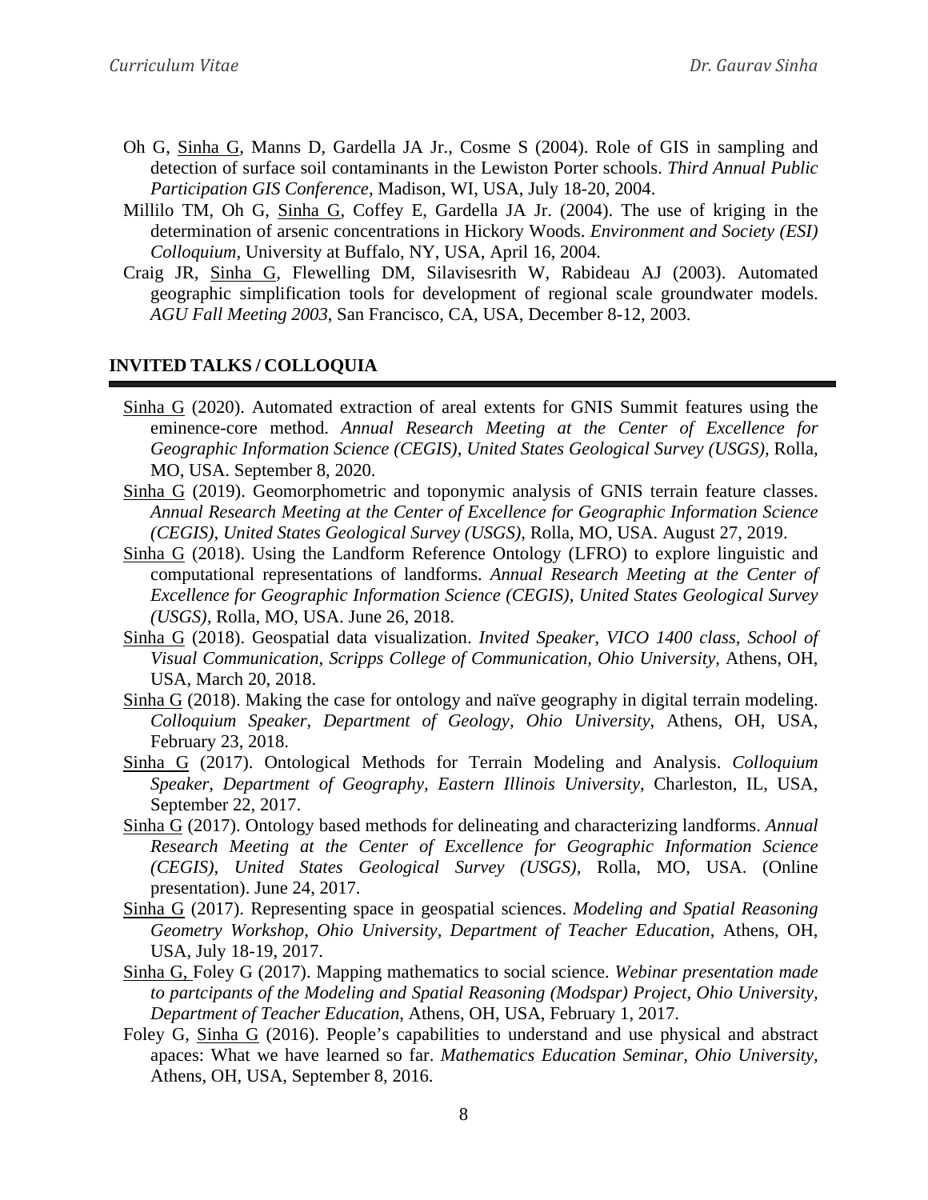Oh G, Sinha G, Manns D, Gardella JA Jr., Cosme S (2004). Role of GIS in sampling and detection of surface soil contaminants in the Lewiston Porter schools. *Third Annual Public Participation GIS Conference*, Madison, WI, USA, July 18-20, 2004.

Millilo TM, Oh G, Sinha G, Coffey E, Gardella JA Jr. (2004). The use of kriging in the determination of arsenic concentrations in Hickory Woods. *Environment and Society (ESI) Colloquium*, University at Buffalo, NY, USA, April 16, 2004.

Craig JR, Sinha G, Flewelling DM, Silavisesrith W, Rabideau AJ (2003). Automated geographic simplification tools for development of regional scale groundwater models. *AGU Fall Meeting 2003*, San Francisco, CA, USA, December 8-12, 2003.

## INVITED TALKS / COLLOQUIA

Sinha G (2020). Automated extraction of areal extents for GNIS Summit features using the eminence-core method. *Annual Research Meeting at the Center of Excellence for Geographic Information Science (CEGIS), United States Geological Survey (USGS),* Rolla, MO, USA. September 8, 2020.

Sinha G (2019). Geomorphometric and toponymic analysis of GNIS terrain feature classes. *Annual Research Meeting at the Center of Excellence for Geographic Information Science (CEGIS), United States Geological Survey (USGS),* Rolla, MO, USA. August 27, 2019.

Sinha G (2018). Using the Landform Reference Ontology (LFRO) to explore linguistic and computational representations of landforms. *Annual Research Meeting at the Center of Excellence for Geographic Information Science (CEGIS), United States Geological Survey (USGS),* Rolla, MO, USA. June 26, 2018.

Sinha G (2018). Geospatial data visualization. *Invited Speaker, VICO 1400 class, School of Visual Communication, Scripps College of Communication, Ohio University*, Athens, OH, USA, March 20, 2018.

Sinha G (2018). Making the case for ontology and naïve geography in digital terrain modeling. *Colloquium Speaker*, *Department of Geology, Ohio University*, Athens, OH, USA, February 23, 2018.

Sinha G (2017). Ontological Methods for Terrain Modeling and Analysis. *Colloquium Speaker*, *Department of Geography, Eastern Illinois University*, Charleston, IL, USA, September 22, 2017.

Sinha G (2017). Ontology based methods for delineating and characterizing landforms. *Annual Research Meeting at the Center of Excellence for Geographic Information Science (CEGIS), United States Geological Survey (USGS),* Rolla, MO, USA. (Online presentation). June 24, 2017.

Sinha G (2017). Representing space in geospatial sciences. *Modeling and Spatial Reasoning Geometry Workshop, Ohio University, Department of Teacher Education*, Athens, OH, USA, July 18-19, 2017.

Sinha G, Foley G (2017). Mapping mathematics to social science. *Webinar presentation made to partcipants of the Modeling and Spatial Reasoning (Modspar) Project, Ohio University, Department of Teacher Education*, Athens, OH, USA, February 1, 2017.

Foley G, Sinha G (2016). People's capabilities to understand and use physical and abstract apaces: What we have learned so far. *Mathematics Education Seminar, Ohio University,* Athens, OH, USA, September 8, 2016.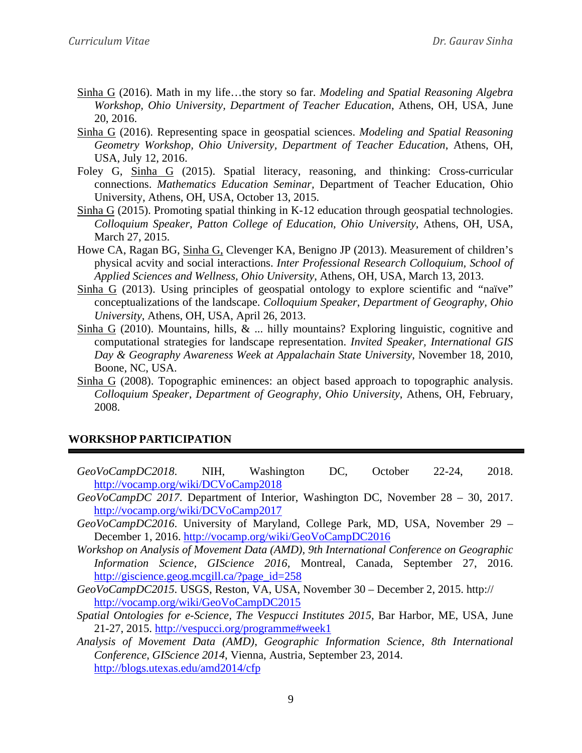- Sinha G (2016). Math in my life…the story so far. *Modeling and Spatial Reasoning Algebra Workshop, Ohio University, Department of Teacher Education*, Athens, OH, USA, June 20, 2016.
- Sinha G (2016). Representing space in geospatial sciences. *Modeling and Spatial Reasoning Geometry Workshop, Ohio University, Department of Teacher Education*, Athens, OH, USA, July 12, 2016.
- Foley G, Sinha G (2015). Spatial literacy, reasoning, and thinking: Cross-curricular connections. *Mathematics Education Seminar*, Department of Teacher Education, Ohio University, Athens, OH, USA, October 13, 2015.
- Sinha G (2015). Promoting spatial thinking in K-12 education through geospatial technologies. *Colloquium Speaker, Patton College of Education, Ohio University*, Athens, OH, USA, March 27, 2015.
- Howe CA, Ragan BG, Sinha G, Clevenger KA, Benigno JP (2013). Measurement of children's physical acvity and social interactions. *Inter Professional Research Colloquium, School of Applied Sciences and Wellness, Ohio University*, Athens, OH, USA, March 13, 2013.
- Sinha G (2013). Using principles of geospatial ontology to explore scientific and "naïve" conceptualizations of the landscape. *Colloquium Speaker, Department of Geography, Ohio University*, Athens, OH, USA, April 26, 2013.
- Sinha G (2010). Mountains, hills, & ... hilly mountains? Exploring linguistic, cognitive and computational strategies for landscape representation. *Invited Speaker, International GIS Day & Geography Awareness Week at Appalachain State University*, November 18, 2010, Boone, NC, USA.
- Sinha G (2008). Topographic eminences: an object based approach to topographic analysis. *Colloquium Speaker, Department of Geography, Ohio University*, Athens, OH, February, 2008.

## WORKSHOP PARTICIPATION

- *GeoVoCampDC2018*. NIH, Washington DC, October 22-24, 2018. http://vocamp.org/wiki/DCVoCamp2018
- *GeoVoCampDC 2017*. Department of Interior, Washington DC, November 28 – 30, 2017. http://vocamp.org/wiki/DCVoCamp2017
- *GeoVoCampDC2016*. University of Maryland, College Park, MD, USA, November 29 – December 1, 2016. http://vocamp.org/wiki/GeoVoCampDC2016
- *Workshop on Analysis of Movement Data (AMD), 9th International Conference on Geographic Information Science, GIScience 2016*, Montreal, Canada, September 27, 2016. http://giscience.geog.mcgill.ca/?page_id=258
- *GeoVoCampDC2015*. USGS, Reston, VA, USA, November 30 – December 2, 2015. http:// http://vocamp.org/wiki/GeoVoCampDC2015
- *Spatial Ontologies for e-Science*, *The Vespucci Institutes 2015*, Bar Harbor, ME, USA, June 21-27, 2015. http://vespucci.org/programme#week1
- *Analysis of Movement Data (AMD)*, *Geographic Information Science*, *8th International Conference*, *GIScience 2014*, Vienna, Austria, September 23, 2014. http://blogs.utexas.edu/amd2014/cfp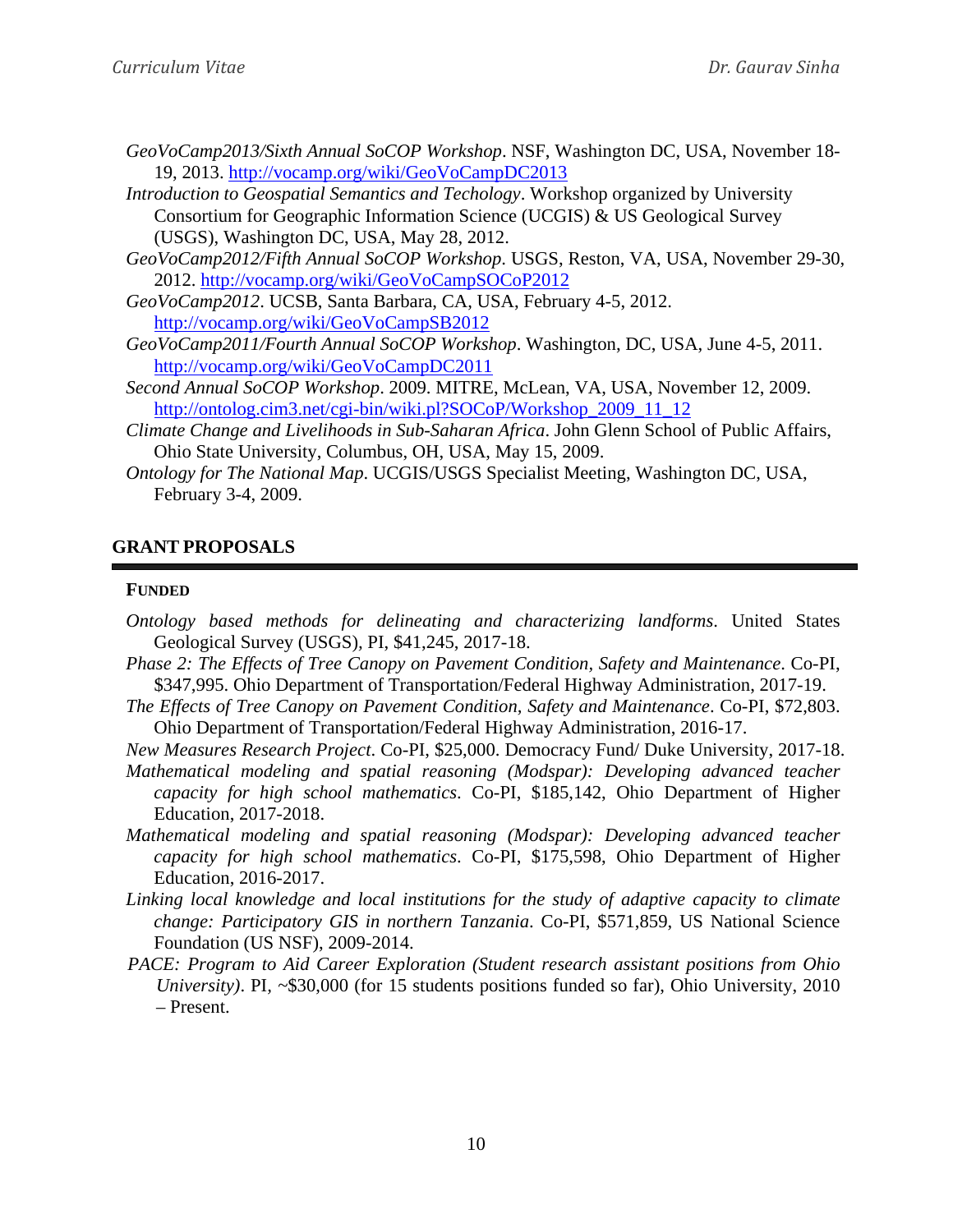*GeoVoCamp2013/Sixth Annual SoCOP Workshop*. NSF, Washington DC, USA, November 18-19, 2013. http://vocamp.org/wiki/GeoVoCampDC2013

*Introduction to Geospatial Semantics and Techology*. Workshop organized by University Consortium for Geographic Information Science (UCGIS) & US Geological Survey (USGS), Washington DC, USA, May 28, 2012.

*GeoVoCamp2012/Fifth Annual SoCOP Workshop*. USGS, Reston, VA, USA, November 29-30, 2012. http://vocamp.org/wiki/GeoVoCampSOCoP2012

*GeoVoCamp2012*. UCSB, Santa Barbara, CA, USA, February 4-5, 2012. http://vocamp.org/wiki/GeoVoCampSB2012

*GeoVoCamp2011/Fourth Annual SoCOP Workshop*. Washington, DC, USA, June 4-5, 2011. http://vocamp.org/wiki/GeoVoCampDC2011

*Second Annual SoCOP Workshop*. 2009. MITRE, McLean, VA, USA, November 12, 2009. http://ontolog.cim3.net/cgi-bin/wiki.pl?SOCoP/Workshop_2009_11_12

*Climate Change and Livelihoods in Sub-Saharan Africa*. John Glenn School of Public Affairs, Ohio State University, Columbus, OH, USA, May 15, 2009.

*Ontology for The National Map*. UCGIS/USGS Specialist Meeting, Washington DC, USA, February 3-4, 2009.

## GRANT PROPOSALS

### FUNDED

*Ontology based methods for delineating and characterizing landforms*. United States Geological Survey (USGS), PI, $41,245, 2017-18.

*Phase 2: The Effects of Tree Canopy on Pavement Condition, Safety and Maintenance*. Co-PI, $347,995. Ohio Department of Transportation/Federal Highway Administration, 2017-19.

*The Effects of Tree Canopy on Pavement Condition, Safety and Maintenance*. Co-PI, $72,803. Ohio Department of Transportation/Federal Highway Administration, 2016-17.

*New Measures Research Project*. Co-PI, $25,000. Democracy Fund/ Duke University, 2017-18.

*Mathematical modeling and spatial reasoning (Modspar): Developing advanced teacher capacity for high school mathematics*. Co-PI, $185,142, Ohio Department of Higher Education, 2017-2018.

*Mathematical modeling and spatial reasoning (Modspar): Developing advanced teacher capacity for high school mathematics*. Co-PI, $175,598, Ohio Department of Higher Education, 2016-2017.

*Linking local knowledge and local institutions for the study of adaptive capacity to climate change: Participatory GIS in northern Tanzania*. Co-PI, $571,859, US National Science Foundation (US NSF), 2009-2014.

*PACE: Program to Aid Career Exploration (Student research assistant positions from Ohio University)*. PI, ~$30,000 (for 15 students positions funded so far), Ohio University, 2010 – Present.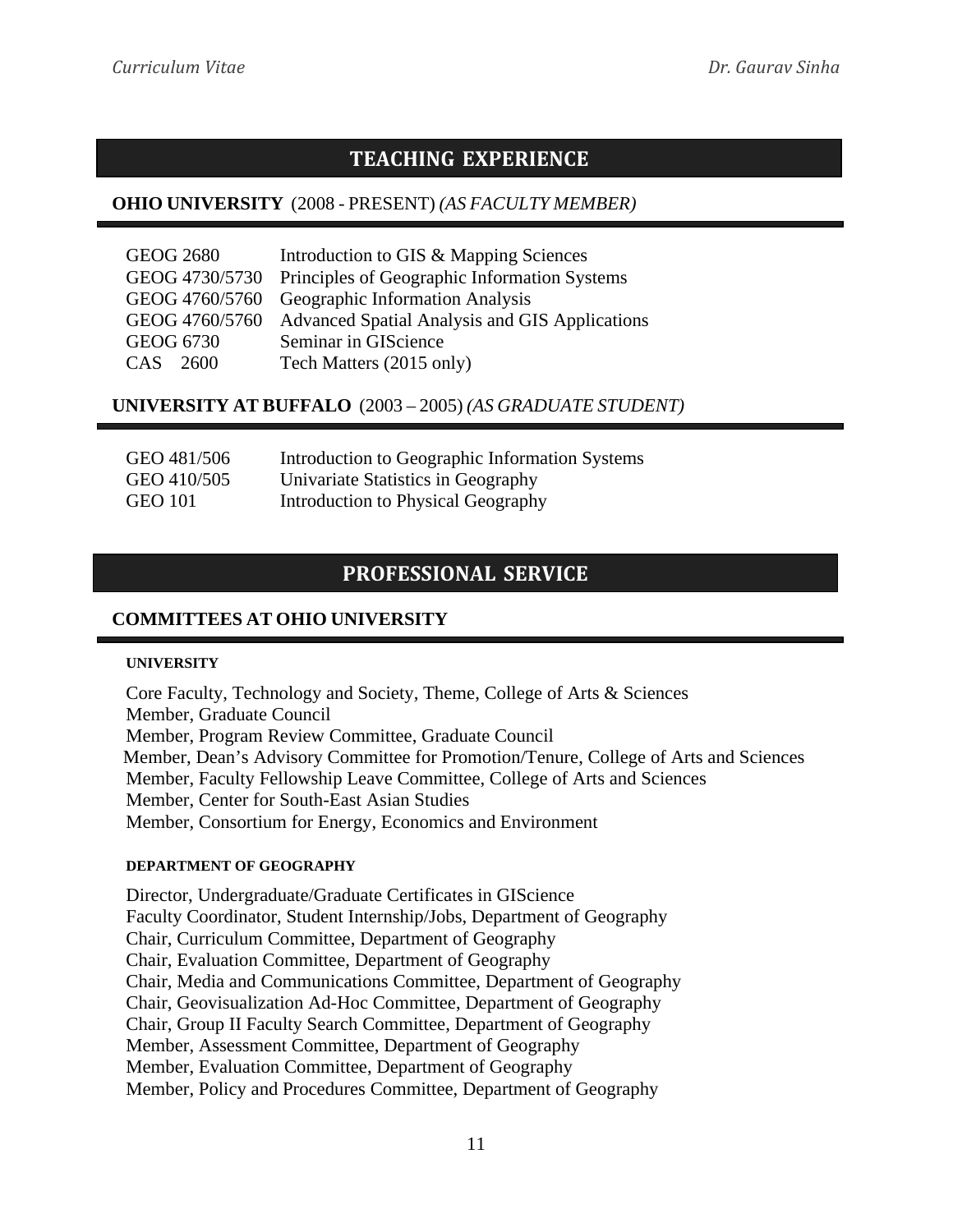## TEACHING EXPERIENCE

### OHIO UNIVERSITY (2008 - PRESENT) *(AS FACULTY MEMBER)*

| | |
|---|---|
| GEOG 2680 | Introduction to GIS & Mapping Sciences |
| GEOG 4730/5730 | Principles of Geographic Information Systems |
| GEOG 4760/5760 | Geographic Information Analysis |
| GEOG 4760/5760 | Advanced Spatial Analysis and GIS Applications |
| GEOG 6730 | Seminar in GIScience |
| CAS 2600 | Tech Matters (2015 only) |

### UNIVERSITY AT BUFFALO (2003 – 2005) *(AS GRADUATE STUDENT)*

| | |
|---|---|
| GEO 481/506 | Introduction to Geographic Information Systems |
| GEO 410/505 | Univariate Statistics in Geography |
| GEO 101 | Introduction to Physical Geography |

## PROFESSIONAL SERVICE

### COMMITTEES AT OHIO UNIVERSITY

#### UNIVERSITY

Core Faculty, Technology and Society, Theme, College of Arts & Sciences
Member, Graduate Council
Member, Program Review Committee, Graduate Council
Member, Dean's Advisory Committee for Promotion/Tenure, College of Arts and Sciences
Member, Faculty Fellowship Leave Committee, College of Arts and Sciences
Member, Center for South-East Asian Studies
Member, Consortium for Energy, Economics and Environment

#### DEPARTMENT OF GEOGRAPHY

Director, Undergraduate/Graduate Certificates in GIScience
Faculty Coordinator, Student Internship/Jobs, Department of Geography
Chair, Curriculum Committee, Department of Geography
Chair, Evaluation Committee, Department of Geography
Chair, Media and Communications Committee, Department of Geography
Chair, Geovisualization Ad-Hoc Committee, Department of Geography
Chair, Group II Faculty Search Committee, Department of Geography
Member, Assessment Committee, Department of Geography
Member, Evaluation Committee, Department of Geography
Member, Policy and Procedures Committee, Department of Geography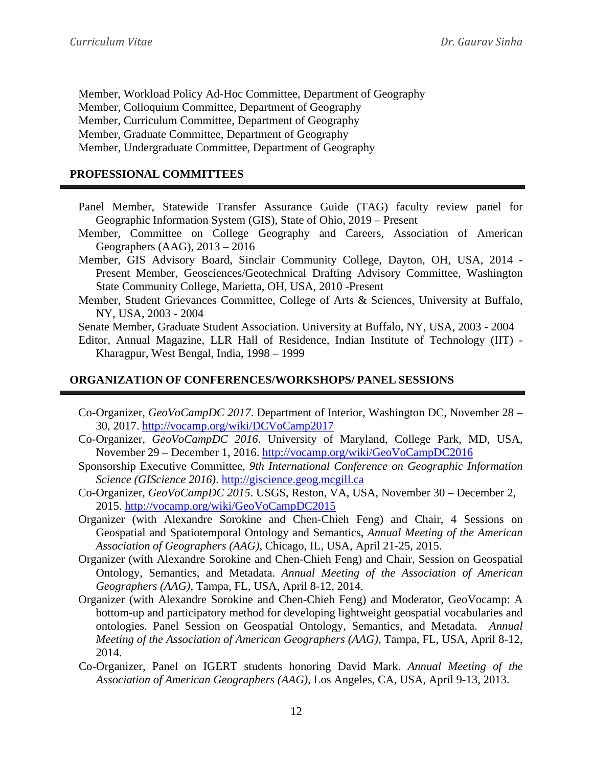Member, Workload Policy Ad-Hoc Committee, Department of Geography
Member, Colloquium Committee, Department of Geography
Member, Curriculum Committee, Department of Geography
Member, Graduate Committee, Department of Geography
Member, Undergraduate Committee, Department of Geography

## PROFESSIONAL COMMITTEES

Panel Member, Statewide Transfer Assurance Guide (TAG) faculty review panel for Geographic Information System (GIS), State of Ohio, 2019 – Present

Member, Committee on College Geography and Careers, Association of American Geographers (AAG), 2013 – 2016

Member, GIS Advisory Board, Sinclair Community College, Dayton, OH, USA, 2014 - Present Member, Geosciences/Geotechnical Drafting Advisory Committee, Washington State Community College, Marietta, OH, USA, 2010 -Present

Member, Student Grievances Committee, College of Arts & Sciences, University at Buffalo, NY, USA, 2003 - 2004

Senate Member, Graduate Student Association. University at Buffalo, NY, USA, 2003 - 2004

Editor, Annual Magazine, LLR Hall of Residence, Indian Institute of Technology (IIT) - Kharagpur, West Bengal, India, 1998 – 1999

## ORGANIZATION OF CONFERENCES/WORKSHOPS/ PANEL SESSIONS

Co-Organizer, *GeoVoCampDC 2017*. Department of Interior, Washington DC, November 28 – 30, 2017. http://vocamp.org/wiki/DCVoCamp2017

Co-Organizer, *GeoVoCampDC 2016*. University of Maryland, College Park, MD, USA, November 29 – December 1, 2016. http://vocamp.org/wiki/GeoVoCampDC2016

Sponsorship Executive Committee, *9th International Conference on Geographic Information Science (GIScience 2016)*. http://giscience.geog.mcgill.ca

Co-Organizer, *GeoVoCampDC 2015*. USGS, Reston, VA, USA, November 30 – December 2, 2015. http://vocamp.org/wiki/GeoVoCampDC2015

Organizer (with Alexandre Sorokine and Chen-Chieh Feng) and Chair, 4 Sessions on Geospatial and Spatiotemporal Ontology and Semantics, *Annual Meeting of the American Association of Geographers (AAG)*, Chicago, IL, USA, April 21-25, 2015.

Organizer (with Alexandre Sorokine and Chen-Chieh Feng) and Chair, Session on Geospatial Ontology, Semantics, and Metadata. *Annual Meeting of the Association of American Geographers (AAG)*, Tampa, FL, USA, April 8-12, 2014.

Organizer (with Alexandre Sorokine and Chen-Chieh Feng) and Moderator, GeoVocamp: A bottom-up and participatory method for developing lightweight geospatial vocabularies and ontologies. Panel Session on Geospatial Ontology, Semantics, and Metadata. *Annual Meeting of the Association of American Geographers (AAG)*, Tampa, FL, USA, April 8-12, 2014.

Co-Organizer, Panel on IGERT students honoring David Mark. *Annual Meeting of the Association of American Geographers (AAG)*, Los Angeles, CA, USA, April 9-13, 2013.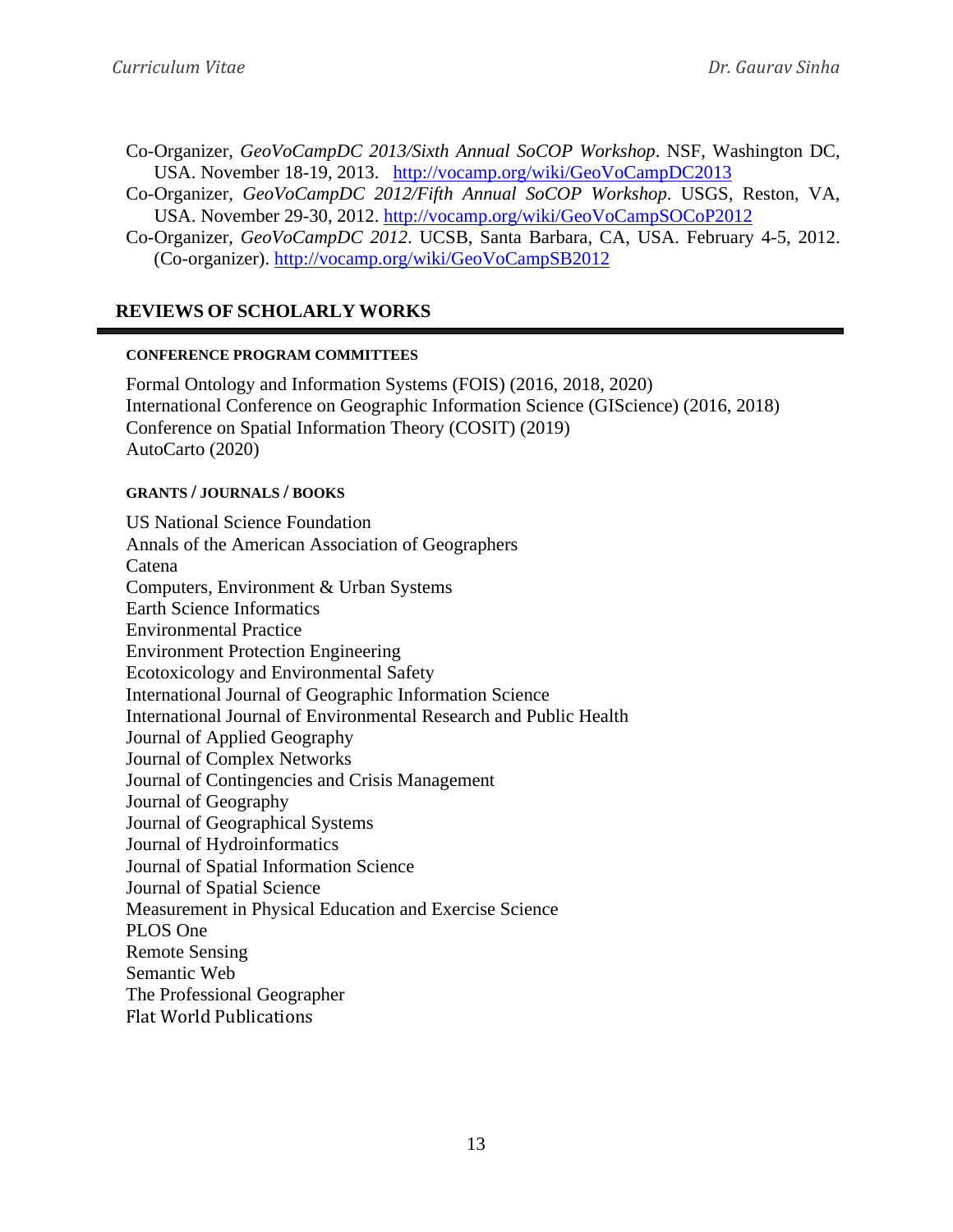Co-Organizer, *GeoVoCampDC 2013/Sixth Annual SoCOP Workshop*. NSF, Washington DC, USA. November 18-19, 2013. http://vocamp.org/wiki/GeoVoCampDC2013

Co-Organizer, *GeoVoCampDC 2012/Fifth Annual SoCOP Workshop*. USGS, Reston, VA, USA. November 29-30, 2012. http://vocamp.org/wiki/GeoVoCampSOCoP2012

Co-Organizer, *GeoVoCampDC 2012*. UCSB, Santa Barbara, CA, USA. February 4-5, 2012. (Co-organizer). http://vocamp.org/wiki/GeoVoCampSB2012

## REVIEWS OF SCHOLARLY WORKS

### CONFERENCE PROGRAM COMMITTEES

Formal Ontology and Information Systems (FOIS) (2016, 2018, 2020)
International Conference on Geographic Information Science (GIScience) (2016, 2018)
Conference on Spatial Information Theory (COSIT) (2019)
AutoCarto (2020)

### GRANTS / JOURNALS / BOOKS

US National Science Foundation
Annals of the American Association of Geographers
Catena
Computers, Environment & Urban Systems
Earth Science Informatics
Environmental Practice
Environment Protection Engineering
Ecotoxicology and Environmental Safety
International Journal of Geographic Information Science
International Journal of Environmental Research and Public Health
Journal of Applied Geography
Journal of Complex Networks
Journal of Contingencies and Crisis Management
Journal of Geography
Journal of Geographical Systems
Journal of Hydroinformatics
Journal of Spatial Information Science
Journal of Spatial Science
Measurement in Physical Education and Exercise Science
PLOS One
Remote Sensing
Semantic Web
The Professional Geographer
Flat World Publications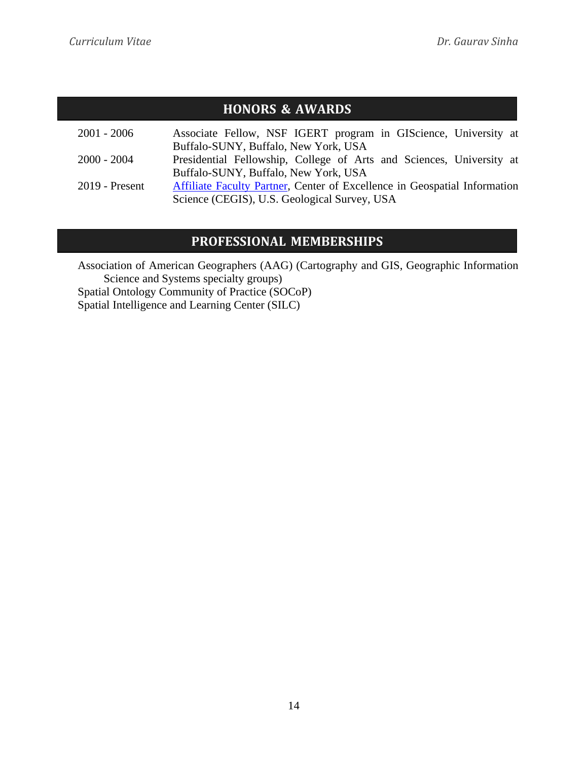## HONORS & AWARDS

| | |
|---|---|
| 2001 - 2006 | Associate Fellow, NSF IGERT program in GIScience, University at Buffalo-SUNY, Buffalo, New York, USA |
| 2000 - 2004 | Presidential Fellowship, College of Arts and Sciences, University at Buffalo-SUNY, Buffalo, New York, USA |
| 2019 - Present | Affiliate Faculty Partner, Center of Excellence in Geospatial Information Science (CEGIS), U.S. Geological Survey, USA |

## PROFESSIONAL MEMBERSHIPS

Association of American Geographers (AAG) (Cartography and GIS, Geographic Information Science and Systems specialty groups)

Spatial Ontology Community of Practice (SOCoP)

Spatial Intelligence and Learning Center (SILC)